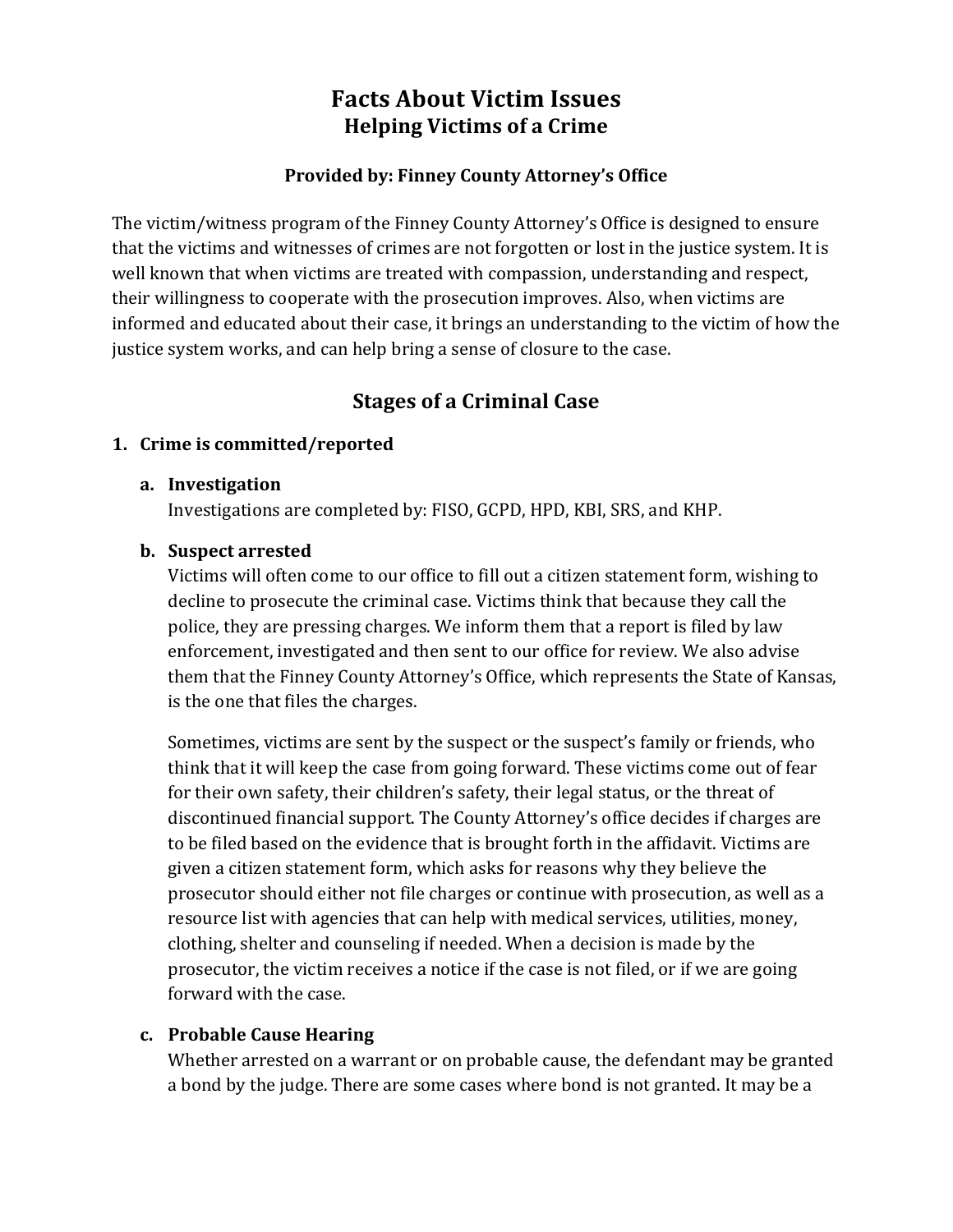# Facts About Victim Issues

## Helping Victims of a Crime

**Provided by: Finney County Attorney's Office**

The victim/witness program of the Finney County Attorney's Office is designed to ensure that the victims and witnesses of crimes are not forgotten or lost in the justice system. It is well known that when victims are treated with compassion, understanding and respect, their willingness to cooperate with the prosecution improves. Also, when victims are informed and educated about their case, it brings an understanding to the victim of how the justice system works, and can help bring a sense of closure to the case.

## Stages of a Criminal Case

1. **Crime is committed/reported**

   a. **Investigation**
   Investigations are completed by: FISO, GCPD, HPD, KBI, SRS, and KHP.

   b. **Suspect arrested**
   Victims will often come to our office to fill out a citizen statement form, wishing to decline to prosecute the criminal case. Victims think that because they call the police, they are pressing charges. We inform them that a report is filed by law enforcement, investigated and then sent to our office for review. We also advise them that the Finney County Attorney's Office, which represents the State of Kansas, is the one that files the charges.

   Sometimes, victims are sent by the suspect or the suspect's family or friends, who think that it will keep the case from going forward. These victims come out of fear for their own safety, their children's safety, their legal status, or the threat of discontinued financial support. The County Attorney's office decides if charges are to be filed based on the evidence that is brought forth in the affidavit. Victims are given a citizen statement form, which asks for reasons why they believe the prosecutor should either not file charges or continue with prosecution, as well as a resource list with agencies that can help with medical services, utilities, money, clothing, shelter and counseling if needed. When a decision is made by the prosecutor, the victim receives a notice if the case is not filed, or if we are going forward with the case.

   c. **Probable Cause Hearing**
   Whether arrested on a warrant or on probable cause, the defendant may be granted a bond by the judge. There are some cases where bond is not granted. It may be a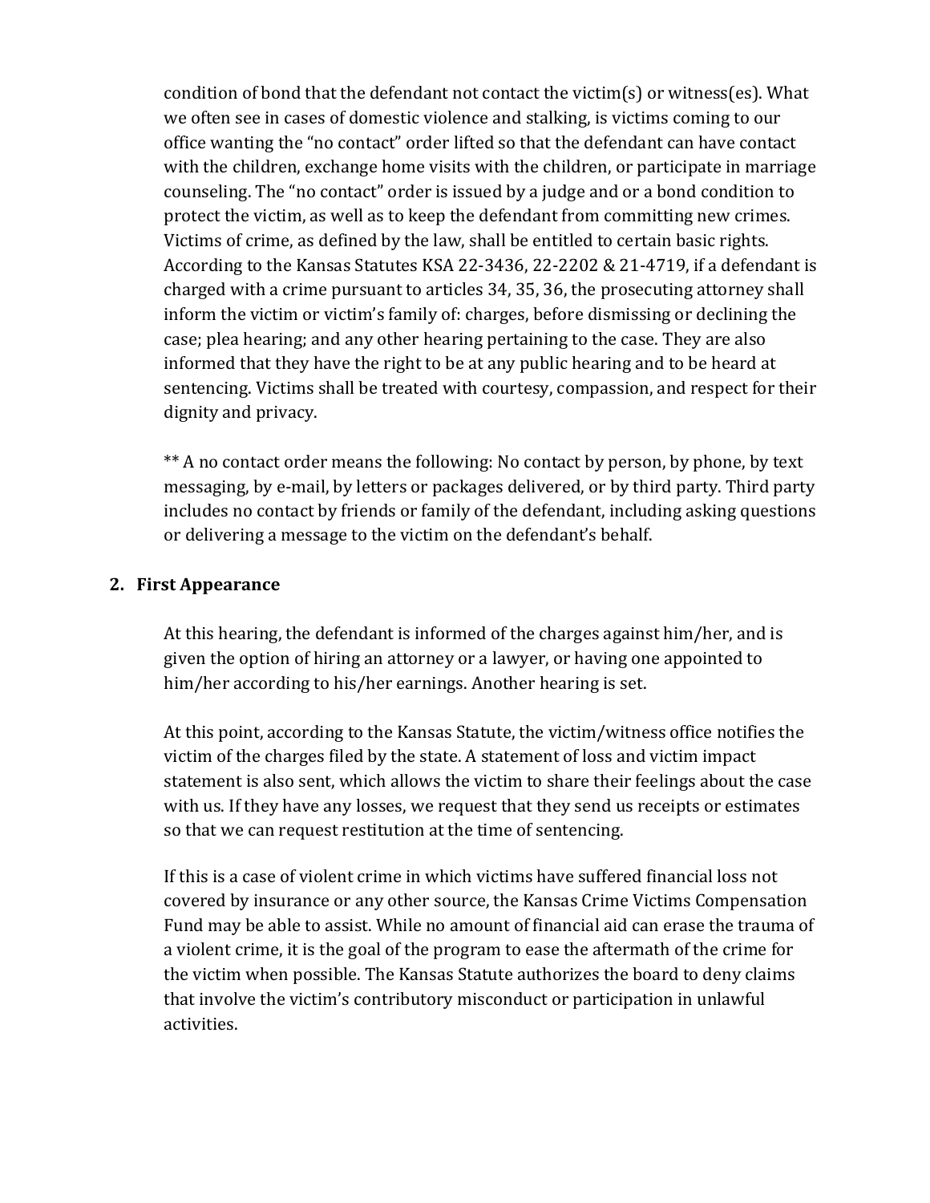condition of bond that the defendant not contact the victim(s) or witness(es). What we often see in cases of domestic violence and stalking, is victims coming to our office wanting the "no contact" order lifted so that the defendant can have contact with the children, exchange home visits with the children, or participate in marriage counseling. The "no contact" order is issued by a judge and or a bond condition to protect the victim, as well as to keep the defendant from committing new crimes. Victims of crime, as defined by the law, shall be entitled to certain basic rights. According to the Kansas Statutes KSA 22-3436, 22-2202 & 21-4719, if a defendant is charged with a crime pursuant to articles 34, 35, 36, the prosecuting attorney shall inform the victim or victim's family of: charges, before dismissing or declining the case; plea hearing; and any other hearing pertaining to the case. They are also informed that they have the right to be at any public hearing and to be heard at sentencing. Victims shall be treated with courtesy, compassion, and respect for their dignity and privacy.

** A no contact order means the following: No contact by person, by phone, by text messaging, by e-mail, by letters or packages delivered, or by third party. Third party includes no contact by friends or family of the defendant, including asking questions or delivering a message to the victim on the defendant's behalf.

## 2. First Appearance

At this hearing, the defendant is informed of the charges against him/her, and is given the option of hiring an attorney or a lawyer, or having one appointed to him/her according to his/her earnings. Another hearing is set.

At this point, according to the Kansas Statute, the victim/witness office notifies the victim of the charges filed by the state. A statement of loss and victim impact statement is also sent, which allows the victim to share their feelings about the case with us. If they have any losses, we request that they send us receipts or estimates so that we can request restitution at the time of sentencing.

If this is a case of violent crime in which victims have suffered financial loss not covered by insurance or any other source, the Kansas Crime Victims Compensation Fund may be able to assist. While no amount of financial aid can erase the trauma of a violent crime, it is the goal of the program to ease the aftermath of the crime for the victim when possible. The Kansas Statute authorizes the board to deny claims that involve the victim's contributory misconduct or participation in unlawful activities.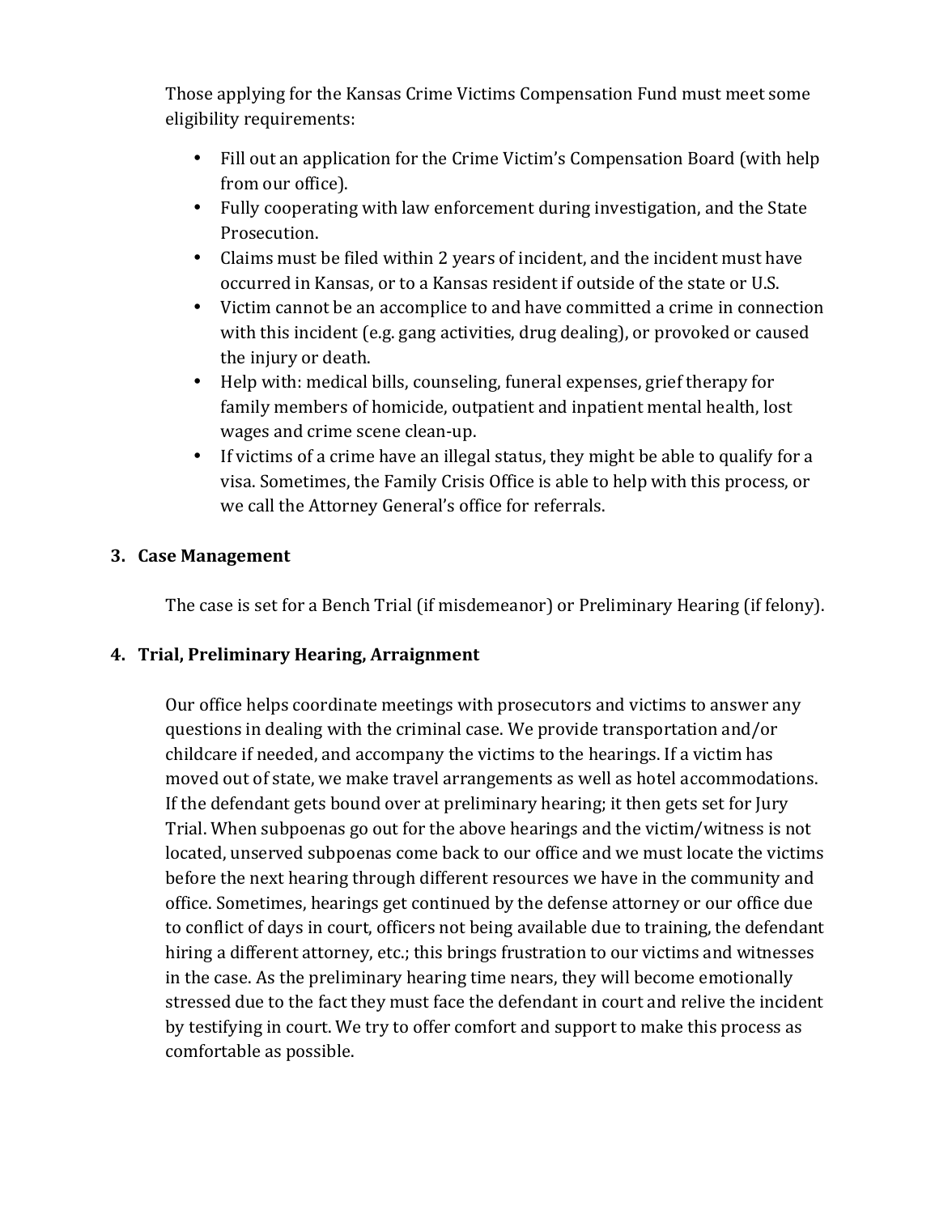Those applying for the Kansas Crime Victims Compensation Fund must meet some eligibility requirements:

- Fill out an application for the Crime Victim's Compensation Board (with help from our office).
- Fully cooperating with law enforcement during investigation, and the State Prosecution.
- Claims must be filed within 2 years of incident, and the incident must have occurred in Kansas, or to a Kansas resident if outside of the state or U.S.
- Victim cannot be an accomplice to and have committed a crime in connection with this incident (e.g. gang activities, drug dealing), or provoked or caused the injury or death.
- Help with: medical bills, counseling, funeral expenses, grief therapy for family members of homicide, outpatient and inpatient mental health, lost wages and crime scene clean-up.
- If victims of a crime have an illegal status, they might be able to qualify for a visa. Sometimes, the Family Crisis Office is able to help with this process, or we call the Attorney General's office for referrals.

### 3. Case Management

The case is set for a Bench Trial (if misdemeanor) or Preliminary Hearing (if felony).

### 4. Trial, Preliminary Hearing, Arraignment

Our office helps coordinate meetings with prosecutors and victims to answer any questions in dealing with the criminal case. We provide transportation and/or childcare if needed, and accompany the victims to the hearings. If a victim has moved out of state, we make travel arrangements as well as hotel accommodations. If the defendant gets bound over at preliminary hearing; it then gets set for Jury Trial. When subpoenas go out for the above hearings and the victim/witness is not located, unserved subpoenas come back to our office and we must locate the victims before the next hearing through different resources we have in the community and office. Sometimes, hearings get continued by the defense attorney or our office due to conflict of days in court, officers not being available due to training, the defendant hiring a different attorney, etc.; this brings frustration to our victims and witnesses in the case. As the preliminary hearing time nears, they will become emotionally stressed due to the fact they must face the defendant in court and relive the incident by testifying in court. We try to offer comfort and support to make this process as comfortable as possible.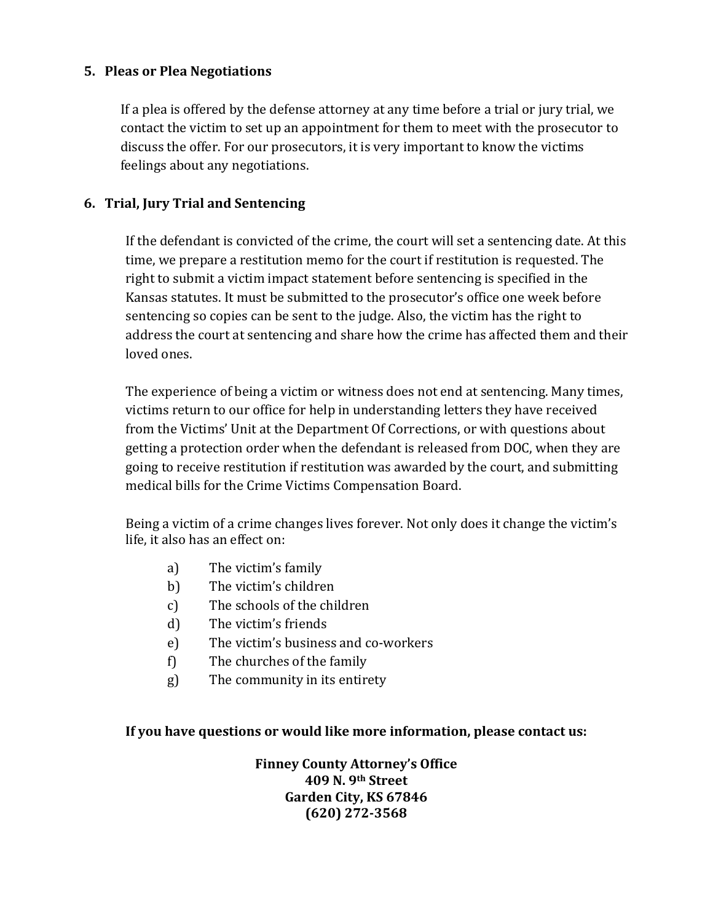## 5. Pleas or Plea Negotiations

If a plea is offered by the defense attorney at any time before a trial or jury trial, we contact the victim to set up an appointment for them to meet with the prosecutor to discuss the offer. For our prosecutors, it is very important to know the victims feelings about any negotiations.

## 6. Trial, Jury Trial and Sentencing

If the defendant is convicted of the crime, the court will set a sentencing date. At this time, we prepare a restitution memo for the court if restitution is requested. The right to submit a victim impact statement before sentencing is specified in the Kansas statutes. It must be submitted to the prosecutor's office one week before sentencing so copies can be sent to the judge. Also, the victim has the right to address the court at sentencing and share how the crime has affected them and their loved ones.

The experience of being a victim or witness does not end at sentencing. Many times, victims return to our office for help in understanding letters they have received from the Victims' Unit at the Department Of Corrections, or with questions about getting a protection order when the defendant is released from DOC, when they are going to receive restitution if restitution was awarded by the court, and submitting medical bills for the Crime Victims Compensation Board.

Being a victim of a crime changes lives forever. Not only does it change the victim's life, it also has an effect on:

a) The victim's family
b) The victim's children
c) The schools of the children
d) The victim's friends
e) The victim's business and co-workers
f) The churches of the family
g) The community in its entirety

**If you have questions or would like more information, please contact us:**

**Finney County Attorney's Office**
**409 N. 9th Street**
**Garden City, KS 67846**
**(620) 272-3568**